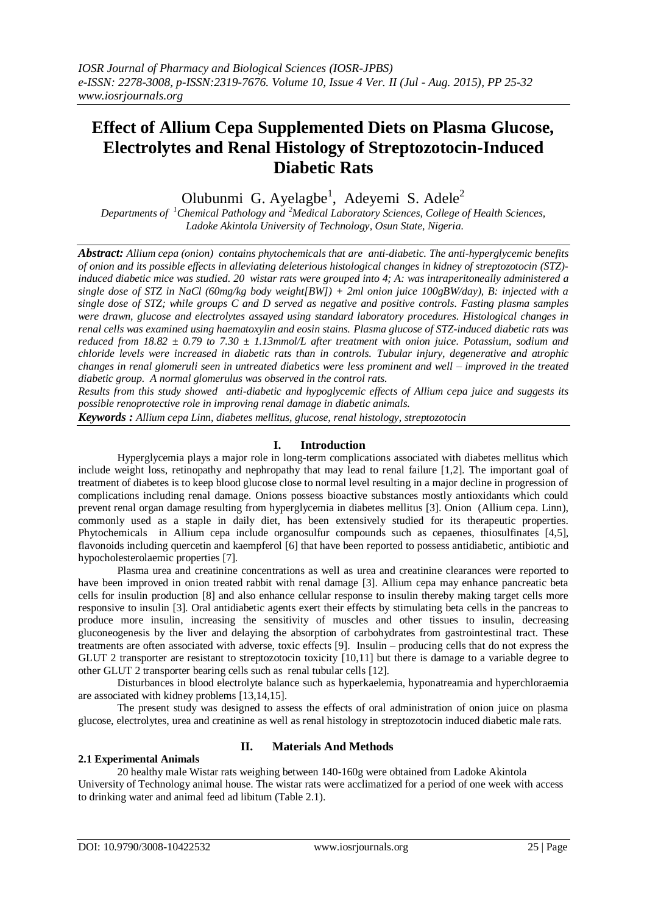# Effect of Allium Cepa Supplemented Diets on Plasma Glucose, Electrolytes and Renal Histology of Streptozotocin-Induced Diabetic Rats

Olubunmi G. Ayelagbe[1], Adeyemi S. Adele[2]

*Departments of [1]Chemical Pathology and [2]Medical Laboratory Sciences, College of Health Sciences, Ladoke Akintola University of Technology, Osun State, Nigeria.*

***Abstract:*** *Allium cepa (onion) contains phytochemicals that are anti-diabetic. The anti-hyperglycemic benefits of onion and its possible effects in alleviating deleterious histological changes in kidney of streptozotocin (STZ)-induced diabetic mice was studied. 20 wistar rats were grouped into 4; A: was intraperitoneally administered a single dose of STZ in NaCl (60mg/kg body weight[BW]) + 2ml onion juice 100gBW/day), B: injected with a single dose of STZ; while groups C and D served as negative and positive controls. Fasting plasma samples were drawn, glucose and electrolytes assayed using standard laboratory procedures. Histological changes in renal cells was examined using haematoxylin and eosin stains. Plasma glucose of STZ-induced diabetic rats was reduced from 18.82 ± 0.79 to 7.30 ± 1.13mmol/L after treatment with onion juice. Potassium, sodium and chloride levels were increased in diabetic rats than in controls. Tubular injury, degenerative and atrophic changes in renal glomeruli seen in untreated diabetics were less prominent and well – improved in the treated diabetic group. A normal glomerulus was observed in the control rats.*

*Results from this study showed anti-diabetic and hypoglycemic effects of Allium cepa juice and suggests its possible renoprotective role in improving renal damage in diabetic animals.*

***Keywords :*** *Allium cepa Linn, diabetes mellitus, glucose, renal histology, streptozotocin*

## I. Introduction

Hyperglycemia plays a major role in long-term complications associated with diabetes mellitus which include weight loss, retinopathy and nephropathy that may lead to renal failure [1,2]. The important goal of treatment of diabetes is to keep blood glucose close to normal level resulting in a major decline in progression of complications including renal damage. Onions possess bioactive substances mostly antioxidants which could prevent renal organ damage resulting from hyperglycemia in diabetes mellitus [3]. Onion (Allium cepa. Linn), commonly used as a staple in daily diet, has been extensively studied for its therapeutic properties. Phytochemicals in Allium cepa include organosulfur compounds such as cepaenes, thiosulfinates [4,5], flavonoids including quercetin and kaempferol [6] that have been reported to possess antidiabetic, antibiotic and hypocholesterolaemic properties [7].

Plasma urea and creatinine concentrations as well as urea and creatinine clearances were reported to have been improved in onion treated rabbit with renal damage [3]. Allium cepa may enhance pancreatic beta cells for insulin production [8] and also enhance cellular response to insulin thereby making target cells more responsive to insulin [3]. Oral antidiabetic agents exert their effects by stimulating beta cells in the pancreas to produce more insulin, increasing the sensitivity of muscles and other tissues to insulin, decreasing gluconeogenesis by the liver and delaying the absorption of carbohydrates from gastrointestinal tract. These treatments are often associated with adverse, toxic effects [9]. Insulin – producing cells that do not express the GLUT 2 transporter are resistant to streptozotocin toxicity [10,11] but there is damage to a variable degree to other GLUT 2 transporter bearing cells such as renal tubular cells [12].

Disturbances in blood electrolyte balance such as hyperkaelemia, hyponatreamia and hyperchloraemia are associated with kidney problems [13,14,15].

The present study was designed to assess the effects of oral administration of onion juice on plasma glucose, electrolytes, urea and creatinine as well as renal histology in streptozotocin induced diabetic male rats.

## II. Materials And Methods

### 2.1 Experimental Animals

20 healthy male Wistar rats weighing between 140-160g were obtained from Ladoke Akintola University of Technology animal house. The wistar rats were acclimatized for a period of one week with access to drinking water and animal feed ad libitum (Table 2.1).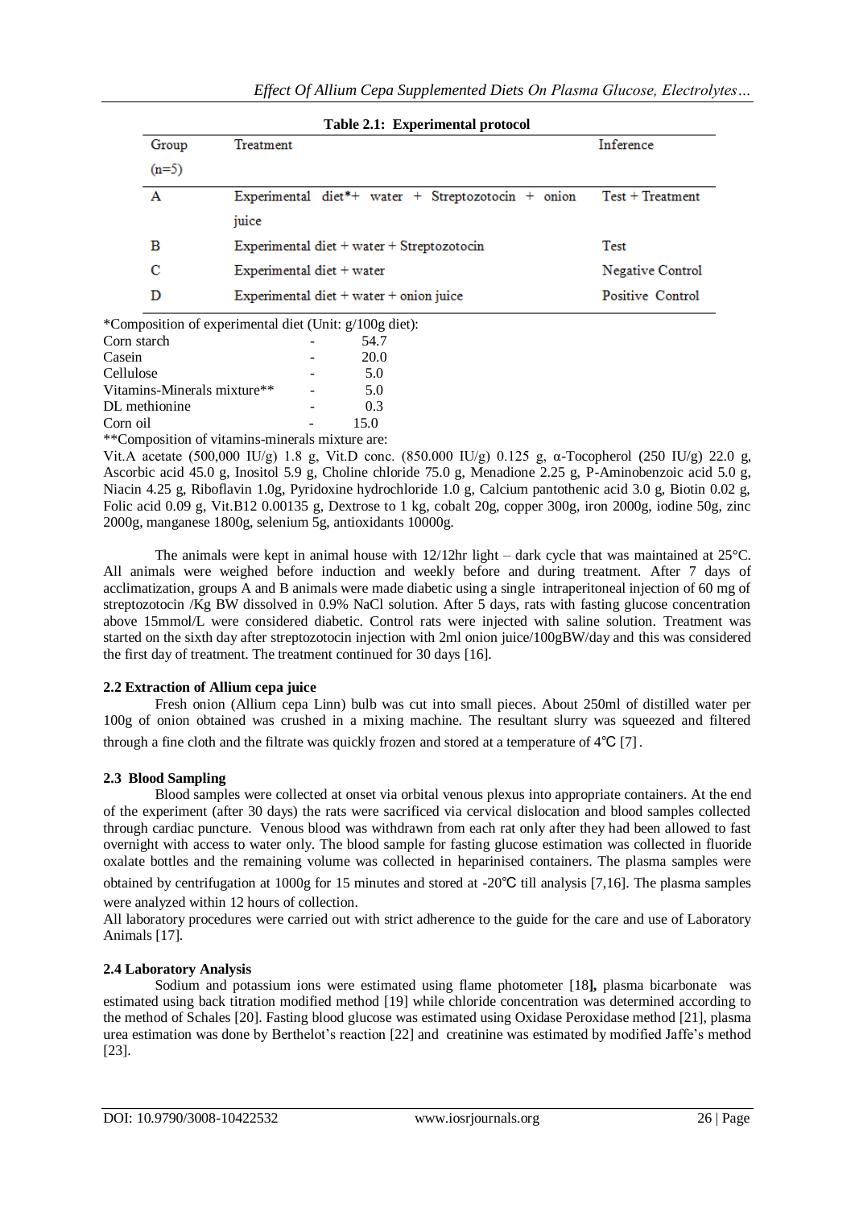**Table 2.1: Experimental protocol**

| Group (n=5) | Treatment | Inference |
|---|---|---|
| A | Experimental diet*+ water + Streptozotocin + onion juice | Test + Treatment |
| B | Experimental diet + water + Streptozotocin | Test |
| C | Experimental diet + water | Negative Control |
| D | Experimental diet + water + onion juice | Positive Control |

*Composition of experimental diet (Unit: g/100g diet):

| | | |
|---|---|---|
| Corn starch | - | 54.7 |
| Casein | - | 20.0 |
| Cellulose | - | 5.0 |
| Vitamins-Minerals mixture** | - | 5.0 |
| DL methionine | - | 0.3 |
| Corn oil | - | 15.0 |

**Composition of vitamins-minerals mixture are:

Vit.A acetate (500,000 IU/g) 1.8 g, Vit.D conc. (850.000 IU/g) 0.125 g, α-Tocopherol (250 IU/g) 22.0 g, Ascorbic acid 45.0 g, Inositol 5.9 g, Choline chloride 75.0 g, Menadione 2.25 g, P-Aminobenzoic acid 5.0 g, Niacin 4.25 g, Riboflavin 1.0g, Pyridoxine hydrochloride 1.0 g, Calcium pantothenic acid 3.0 g, Biotin 0.02 g, Folic acid 0.09 g, Vit.B12 0.00135 g, Dextrose to 1 kg, cobalt 20g, copper 300g, iron 2000g, iodine 50g, zinc 2000g, manganese 1800g, selenium 5g, antioxidants 10000g.

The animals were kept in animal house with 12/12hr light – dark cycle that was maintained at 25°C. All animals were weighed before induction and weekly before and during treatment. After 7 days of acclimatization, groups A and B animals were made diabetic using a single intraperitoneal injection of 60 mg of streptozotocin /Kg BW dissolved in 0.9% NaCl solution. After 5 days, rats with fasting glucose concentration above 15mmol/L were considered diabetic. Control rats were injected with saline solution. Treatment was started on the sixth day after streptozotocin injection with 2ml onion juice/100gBW/day and this was considered the first day of treatment. The treatment continued for 30 days [16].

### 2.2 Extraction of Allium cepa juice

Fresh onion (Allium cepa Linn) bulb was cut into small pieces. About 250ml of distilled water per 100g of onion obtained was crushed in a mixing machine. The resultant slurry was squeezed and filtered through a fine cloth and the filtrate was quickly frozen and stored at a temperature of 4℃ [7].

### 2.3 Blood Sampling

Blood samples were collected at onset via orbital venous plexus into appropriate containers. At the end of the experiment (after 30 days) the rats were sacrificed via cervical dislocation and blood samples collected through cardiac puncture. Venous blood was withdrawn from each rat only after they had been allowed to fast overnight with access to water only. The blood sample for fasting glucose estimation was collected in fluoride oxalate bottles and the remaining volume was collected in heparinised containers. The plasma samples were obtained by centrifugation at 1000g for 15 minutes and stored at -20℃ till analysis [7,16]. The plasma samples were analyzed within 12 hours of collection.

All laboratory procedures were carried out with strict adherence to the guide for the care and use of Laboratory Animals [17].

### 2.4 Laboratory Analysis

Sodium and potassium ions were estimated using flame photometer [18], plasma bicarbonate was estimated using back titration modified method [19] while chloride concentration was determined according to the method of Schales [20]. Fasting blood glucose was estimated using Oxidase Peroxidase method [21], plasma urea estimation was done by Berthelot's reaction [22] and creatinine was estimated by modified Jaffe's method [23].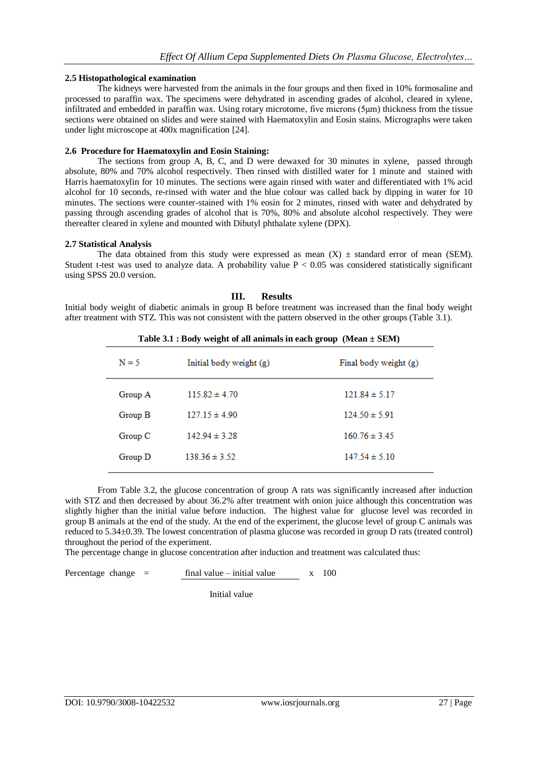### 2.5 Histopathological examination

The kidneys were harvested from the animals in the four groups and then fixed in 10% formosaline and processed to paraffin wax. The specimens were dehydrated in ascending grades of alcohol, cleared in xylene, infiltrated and embedded in paraffin wax. Using rotary microtome, five microns (5μm) thickness from the tissue sections were obtained on slides and were stained with Haematoxylin and Eosin stains. Micrographs were taken under light microscope at 400x magnification [24].

### 2.6 Procedure for Haematoxylin and Eosin Staining:

The sections from group A, B, C, and D were dewaxed for 30 minutes in xylene, passed through absolute, 80% and 70% alcohol respectively. Then rinsed with distilled water for 1 minute and stained with Harris haematoxylin for 10 minutes. The sections were again rinsed with water and differentiated with 1% acid alcohol for 10 seconds, re-rinsed with water and the blue colour was called back by dipping in water for 10 minutes. The sections were counter-stained with 1% eosin for 2 minutes, rinsed with water and dehydrated by passing through ascending grades of alcohol that is 70%, 80% and absolute alcohol respectively. They were thereafter cleared in xylene and mounted with Dibutyl phthalate xylene (DPX).

### 2.7 Statistical Analysis

The data obtained from this study were expressed as mean (X) ± standard error of mean (SEM). Student t-test was used to analyze data. A probability value $P < 0.05$ was considered statistically significant using SPSS 20.0 version.

## III. Results

Initial body weight of diabetic animals in group B before treatment was increased than the final body weight after treatment with STZ. This was not consistent with the pattern observed in the other groups (Table 3.1).

**Table 3.1 : Body weight of all animals in each group (Mean ± SEM)**

| N = 5 | Initial body weight (g) | Final body weight (g) |
|---|---|---|
| Group A | 115.82 ± 4.70 | 121.84 ± 5.17 |
| Group B | 127.15 ± 4.90 | 124.50 ± 5.91 |
| Group C | 142.94 ± 3.28 | 160.76 ± 3.45 |
| Group D | 138.36 ± 3.52 | 147.54 ± 5.10 |

From Table 3.2, the glucose concentration of group A rats was significantly increased after induction with STZ and then decreased by about 36.2% after treatment with onion juice although this concentration was slightly higher than the initial value before induction. The highest value for glucose level was recorded in group B animals at the end of the study. At the end of the experiment, the glucose level of group C animals was reduced to 5.34±0.39. The lowest concentration of plasma glucose was recorded in group D rats (treated control) throughout the period of the experiment.

The percentage change in glucose concentration after induction and treatment was calculated thus:

$$\text{Percentage change} = \frac{\text{final value} - \text{initial value}}{\text{Initial value}} \times 100$$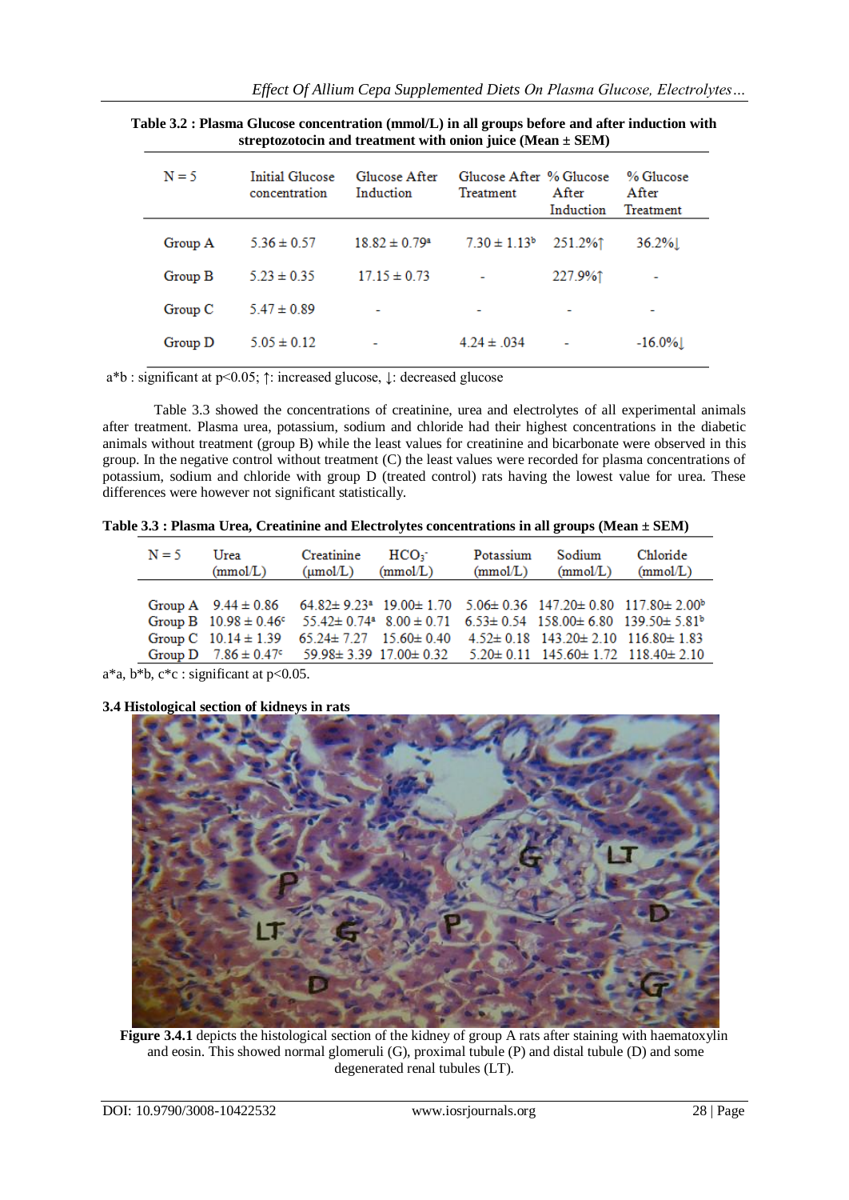**Table 3.2 : Plasma Glucose concentration (mmol/L) in all groups before and after induction with streptozotocin and treatment with onion juice (Mean ± SEM)**

| N = 5 | Initial Glucose concentration | Glucose After Induction | Glucose After Treatment | % Glucose After Induction | % Glucose After Treatment |
|---|---|---|---|---|---|
| Group A | 5.36 ± 0.57 | 18.82 ± 0.79[a] | 7.30 ± 1.13[b] | 251.2%↑ | 36.2%↓ |
| Group B | 5.23 ± 0.35 | 17.15 ± 0.73 | - | 227.9%↑ | - |
| Group C | 5.47 ± 0.89 | - | - | - | - |
| Group D | 5.05 ± 0.12 | - | 4.24 ± .034 | - | -16.0%↓ |

a*b : significant at $p<0.05$; ↑: increased glucose, ↓: decreased glucose

Table 3.3 showed the concentrations of creatinine, urea and electrolytes of all experimental animals after treatment. Plasma urea, potassium, sodium and chloride had their highest concentrations in the diabetic animals without treatment (group B) while the least values for creatinine and bicarbonate were observed in this group. In the negative control without treatment (C) the least values were recorded for plasma concentrations of potassium, sodium and chloride with group D (treated control) rats having the lowest value for urea. These differences were however not significant statistically.

**Table 3.3 : Plasma Urea, Creatinine and Electrolytes concentrations in all groups (Mean ± SEM)**

| N = 5 | Urea (mmol/L) | Creatinine (μmol/L) | $HCO_3^-$ (mmol/L) | Potassium (mmol/L) | Sodium (mmol/L) | Chloride (mmol/L) |
|---|---|---|---|---|---|---|
| Group A | 9.44 ± 0.86 | 64.82± 9.23[a] | 19.00± 1.70 | 5.06± 0.36 | 147.20± 0.80 | 117.80± 2.00[b] |
| Group B | 10.98 ± 0.46[c] | 55.42± 0.74[a] | 8.00 ± 0.71 | 6.53± 0.54 | 158.00± 6.80 | 139.50± 5.81[b] |
| Group C | 10.14 ± 1.39 | 65.24± 7.27 | 15.60± 0.40 | 4.52± 0.18 | 143.20± 2.10 | 116.80± 1.83 |
| Group D | 7.86 ± 0.47[c] | 59.98± 3.39 | 17.00± 0.32 | 5.20± 0.11 | 145.60± 1.72 | 118.40± 2.10 |

a*a, b*b, c*c : significant at $p<0.05$.

**3.4 Histological section of kidneys in rats**

**Figure 3.4.1** depicts the histological section of the kidney of group A rats after staining with haematoxylin and eosin. This showed normal glomeruli (G), proximal tubule (P) and distal tubule (D) and some degenerated renal tubules (LT).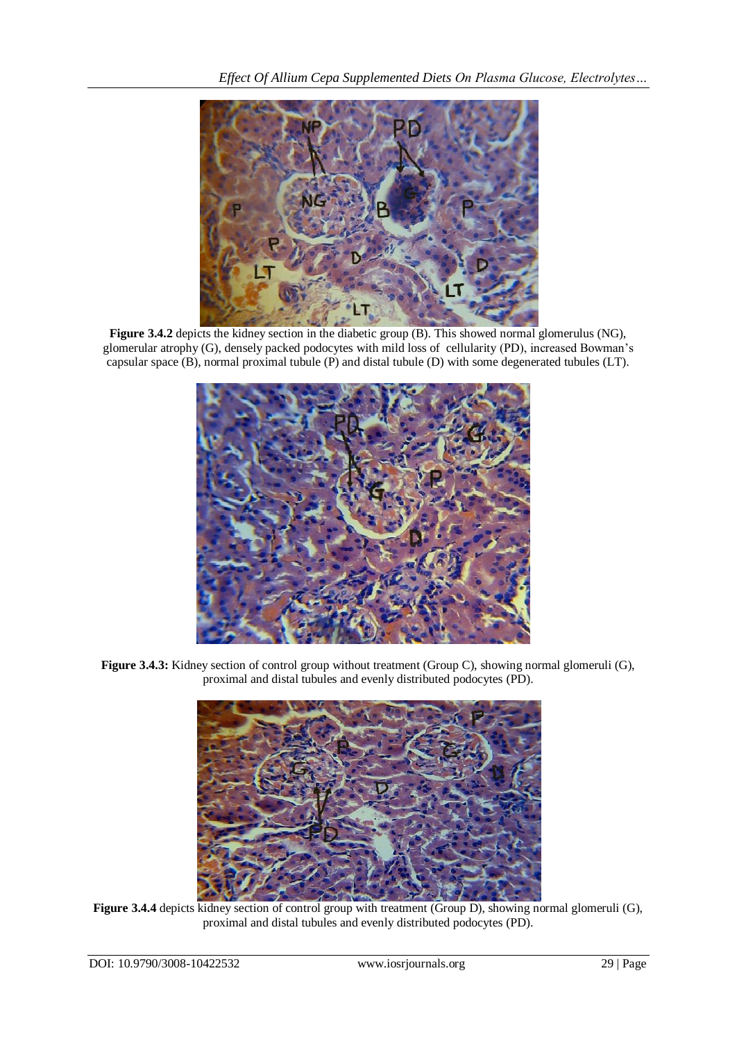**Figure 3.4.2** depicts the kidney section in the diabetic group (B). This showed normal glomerulus (NG), glomerular atrophy (G), densely packed podocytes with mild loss of cellularity (PD), increased Bowman's capsular space (B), normal proximal tubule (P) and distal tubule (D) with some degenerated tubules (LT).

**Figure 3.4.3:** Kidney section of control group without treatment (Group C), showing normal glomeruli (G), proximal and distal tubules and evenly distributed podocytes (PD).

**Figure 3.4.4** depicts kidney section of control group with treatment (Group D), showing normal glomeruli (G), proximal and distal tubules and evenly distributed podocytes (PD).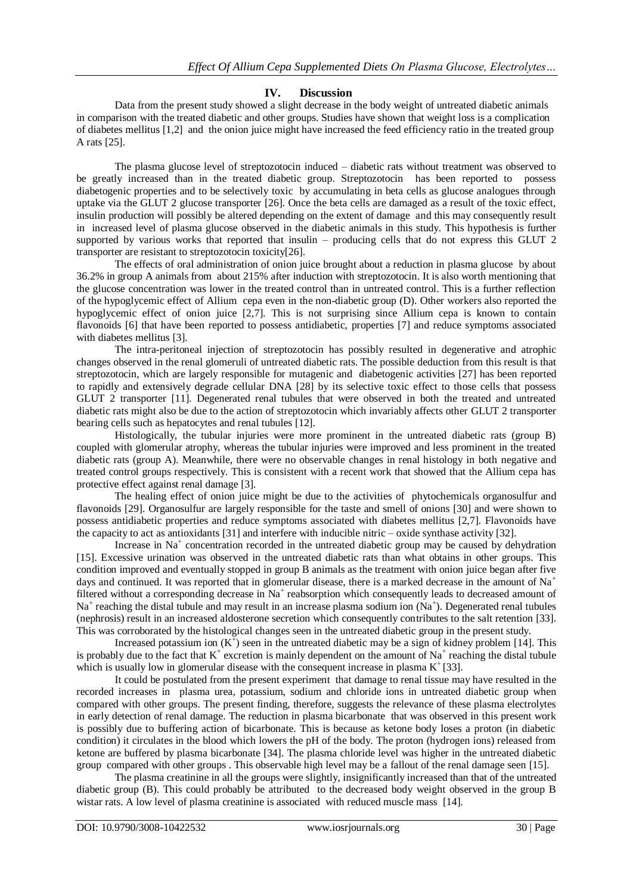## IV. Discussion

Data from the present study showed a slight decrease in the body weight of untreated diabetic animals in comparison with the treated diabetic and other groups. Studies have shown that weight loss is a complication of diabetes mellitus [1,2] and the onion juice might have increased the feed efficiency ratio in the treated group A rats [25].

The plasma glucose level of streptozotocin induced – diabetic rats without treatment was observed to be greatly increased than in the treated diabetic group. Streptozotocin has been reported to possess diabetogenic properties and to be selectively toxic by accumulating in beta cells as glucose analogues through uptake via the GLUT 2 glucose transporter [26]. Once the beta cells are damaged as a result of the toxic effect, insulin production will possibly be altered depending on the extent of damage and this may consequently result in increased level of plasma glucose observed in the diabetic animals in this study. This hypothesis is further supported by various works that reported that insulin – producing cells that do not express this GLUT 2 transporter are resistant to streptozotocin toxicity[26].

The effects of oral administration of onion juice brought about a reduction in plasma glucose by about 36.2% in group A animals from about 215% after induction with streptozotocin. It is also worth mentioning that the glucose concentration was lower in the treated control than in untreated control. This is a further reflection of the hypoglycemic effect of Allium cepa even in the non-diabetic group (D). Other workers also reported the hypoglycemic effect of onion juice [2,7]. This is not surprising since Allium cepa is known to contain flavonoids [6] that have been reported to possess antidiabetic, properties [7] and reduce symptoms associated with diabetes mellitus [3].

The intra-peritoneal injection of streptozotocin has possibly resulted in degenerative and atrophic changes observed in the renal glomeruli of untreated diabetic rats. The possible deduction from this result is that streptozotocin, which are largely responsible for mutagenic and diabetogenic activities [27] has been reported to rapidly and extensively degrade cellular DNA [28] by its selective toxic effect to those cells that possess GLUT 2 transporter [11]. Degenerated renal tubules that were observed in both the treated and untreated diabetic rats might also be due to the action of streptozotocin which invariably affects other GLUT 2 transporter bearing cells such as hepatocytes and renal tubules [12].

Histologically, the tubular injuries were more prominent in the untreated diabetic rats (group B) coupled with glomerular atrophy, whereas the tubular injuries were improved and less prominent in the treated diabetic rats (group A). Meanwhile, there were no observable changes in renal histology in both negative and treated control groups respectively. This is consistent with a recent work that showed that the Allium cepa has protective effect against renal damage [3].

The healing effect of onion juice might be due to the activities of phytochemicals organosulfur and flavonoids [29]. Organosulfur are largely responsible for the taste and smell of onions [30] and were shown to possess antidiabetic properties and reduce symptoms associated with diabetes mellitus [2,7]. Flavonoids have the capacity to act as antioxidants [31] and interfere with inducible nitric – oxide synthase activity [32].

Increase in $Na^+$ concentration recorded in the untreated diabetic group may be caused by dehydration [15]. Excessive urination was observed in the untreated diabetic rats than what obtains in other groups. This condition improved and eventually stopped in group B animals as the treatment with onion juice began after five days and continued. It was reported that in glomerular disease, there is a marked decrease in the amount of $Na^+$ filtered without a corresponding decrease in $Na^+$ reabsorption which consequently leads to decreased amount of $Na^+$ reaching the distal tubule and may result in an increase plasma sodium ion ($Na^+$). Degenerated renal tubules (nephrosis) result in an increased aldosterone secretion which consequently contributes to the salt retention [33]. This was corroborated by the histological changes seen in the untreated diabetic group in the present study.

Increased potassium ion ($K^+$) seen in the untreated diabetic may be a sign of kidney problem [14]. This is probably due to the fact that $K^+$ excretion is mainly dependent on the amount of $Na^+$ reaching the distal tubule which is usually low in glomerular disease with the consequent increase in plasma $K^+$ [33].

It could be postulated from the present experiment that damage to renal tissue may have resulted in the recorded increases in plasma urea, potassium, sodium and chloride ions in untreated diabetic group when compared with other groups. The present finding, therefore, suggests the relevance of these plasma electrolytes in early detection of renal damage. The reduction in plasma bicarbonate that was observed in this present work is possibly due to buffering action of bicarbonate. This is because as ketone body loses a proton (in diabetic condition) it circulates in the blood which lowers the pH of the body. The proton (hydrogen ions) released from ketone are buffered by plasma bicarbonate [34]. The plasma chloride level was higher in the untreated diabetic group compared with other groups . This observable high level may be a fallout of the renal damage seen [15].

The plasma creatinine in all the groups were slightly, insignificantly increased than that of the untreated diabetic group (B). This could probably be attributed to the decreased body weight observed in the group B wistar rats. A low level of plasma creatinine is associated with reduced muscle mass [14].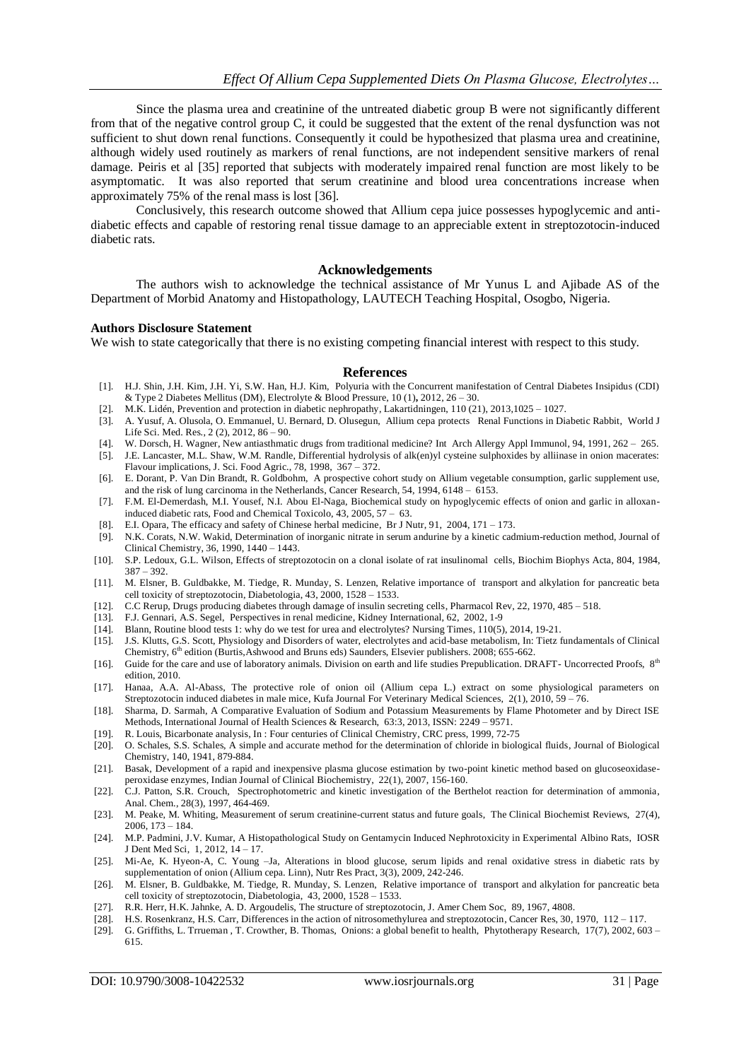Since the plasma urea and creatinine of the untreated diabetic group B were not significantly different from that of the negative control group C, it could be suggested that the extent of the renal dysfunction was not sufficient to shut down renal functions. Consequently it could be hypothesized that plasma urea and creatinine, although widely used routinely as markers of renal functions, are not independent sensitive markers of renal damage. Peiris et al [35] reported that subjects with moderately impaired renal function are most likely to be asymptomatic. It was also reported that serum creatinine and blood urea concentrations increase when approximately 75% of the renal mass is lost [36].

Conclusively, this research outcome showed that Allium cepa juice possesses hypoglycemic and anti-diabetic effects and capable of restoring renal tissue damage to an appreciable extent in streptozotocin-induced diabetic rats.

## Acknowledgements

The authors wish to acknowledge the technical assistance of Mr Yunus L and Ajibade AS of the Department of Morbid Anatomy and Histopathology, LAUTECH Teaching Hospital, Osogbo, Nigeria.

**Authors Disclosure Statement**

We wish to state categorically that there is no existing competing financial interest with respect to this study.

## References

[1]. H.J. Shin, J.H. Kim, J.H. Yi, S.W. Han, H.J. Kim, Polyuria with the Concurrent manifestation of Central Diabetes Insipidus (CDI) & Type 2 Diabetes Mellitus (DM), Electrolyte & Blood Pressure, 10 (1)**,** 2012, 26 – 30.

[2]. M.K. Lidén, Prevention and protection in diabetic nephropathy, Lakartidningen, 110 (21), 2013,1025 – 1027.

[3]. A. Yusuf, A. Olusola, O. Emmanuel, U. Bernard, D. Olusegun, Allium cepa protects Renal Functions in Diabetic Rabbit, World J Life Sci. Med. Res., 2 (2), 2012, 86 – 90.

[4]. W. Dorsch, H. Wagner, New antiasthmatic drugs from traditional medicine? Int Arch Allergy Appl Immunol, 94, 1991, 262 – 265.

[5]. J.E. Lancaster, M.L. Shaw, W.M. Randle, Differential hydrolysis of alk(en)yl cysteine sulphoxides by alliinase in onion macerates: Flavour implications, J. Sci. Food Agric., 78, 1998, 367 – 372.

[6]. E. Dorant, P. Van Din Brandt, R. Goldbohm, A prospective cohort study on Allium vegetable consumption, garlic supplement use, and the risk of lung carcinoma in the Netherlands, Cancer Research, 54, 1994, 6148 – 6153.

[7]. F.M. El-Demerdash, M.I. Yousef, N.I. Abou El-Naga, Biochemical study on hypoglycemic effects of onion and garlic in alloxan-induced diabetic rats, Food and Chemical Toxicolo, 43, 2005, 57 – 63.

[8]. E.I. Opara, The efficacy and safety of Chinese herbal medicine, Br J Nutr, 91, 2004, 171 – 173.

[9]. N.K. Corats, N.W. Wakid, Determination of inorganic nitrate in serum andurine by a kinetic cadmium-reduction method, Journal of Clinical Chemistry, 36, 1990, 1440 – 1443.

[10]. S.P. Ledoux, G.L. Wilson, Effects of streptozotocin on a clonal isolate of rat insulinomal cells, Biochim Biophys Acta, 804, 1984, 387 – 392.

[11]. M. Elsner, B. Guldbakke, M. Tiedge, R. Munday, S. Lenzen, Relative importance of transport and alkylation for pancreatic beta cell toxicity of streptozotocin, Diabetologia, 43, 2000, 1528 – 1533.

[12]. C.C Rerup, Drugs producing diabetes through damage of insulin secreting cells, Pharmacol Rev, 22, 1970, 485 – 518.

[13]. F.J. Gennari, A.S. Segel, Perspectives in renal medicine, Kidney International, 62, 2002, 1-9

[14]. Blann, Routine blood tests 1: why do we test for urea and electrolytes? Nursing Times, 110(5), 2014, 19-21.

[15]. J.S. Klutts, G.S. Scott, Physiology and Disorders of water, electrolytes and acid-base metabolism, In: Tietz fundamentals of Clinical Chemistry, 6th edition (Burtis,Ashwood and Bruns eds) Saunders, Elsevier publishers. 2008; 655-662.

[16]. Guide for the care and use of laboratory animals. Division on earth and life studies Prepublication. DRAFT- Uncorrected Proofs, 8th edition, 2010.

[17]. Hanaa, A.A. Al-Abass, The protective role of onion oil (Allium cepa L.) extract on some physiological parameters on Streptozotocin induced diabetes in male mice, Kufa Journal For Veterinary Medical Sciences, 2(1), 2010, 59 – 76.

[18]. Sharma, D. Sarmah, A Comparative Evaluation of Sodium and Potassium Measurements by Flame Photometer and by Direct ISE Methods, International Journal of Health Sciences & Research, 63:3, 2013, ISSN: 2249 – 9571.

[19]. R. Louis, Bicarbonate analysis, In : Four centuries of Clinical Chemistry, CRC press, 1999, 72-75

[20]. O. Schales, S.S. Schales, A simple and accurate method for the determination of chloride in biological fluids, Journal of Biological Chemistry, 140, 1941, 879-884.

[21]. Basak, Development of a rapid and inexpensive plasma glucose estimation by two-point kinetic method based on glucoseoxidase-peroxidase enzymes, Indian Journal of Clinical Biochemistry, 22(1), 2007, 156-160.

[22]. C.J. Patton, S.R. Crouch, Spectrophotometric and kinetic investigation of the Berthelot reaction for determination of ammonia, Anal. Chem., 28(3), 1997, 464-469.

[23]. M. Peake, M. Whiting, Measurement of serum creatinine-current status and future goals, The Clinical Biochemist Reviews, 27(4), 2006, 173 – 184.

[24]. M.P. Padmini, J.V. Kumar, A Histopathological Study on Gentamycin Induced Nephrotoxicity in Experimental Albino Rats, IOSR J Dent Med Sci, 1, 2012, 14 – 17.

[25]. Mi-Ae, K. Hyeon-A, C. Young –Ja, Alterations in blood glucose, serum lipids and renal oxidative stress in diabetic rats by supplementation of onion (Allium cepa. Linn), Nutr Res Pract, 3(3), 2009, 242-246.

[26]. M. Elsner, B. Guldbakke, M. Tiedge, R. Munday, S. Lenzen, Relative importance of transport and alkylation for pancreatic beta cell toxicity of streptozotocin, Diabetologia, 43, 2000, 1528 – 1533.

[27]. R.R. Herr, H.K. Jahnke, A. D. Argoudelis, The structure of streptozotocin, J. Amer Chem Soc, 89, 1967, 4808.

[28]. H.S. Rosenkranz, H.S. Carr, Differences in the action of nitrosomethylurea and streptozotocin, Cancer Res, 30, 1970, 112 – 117.

[29]. G. Griffiths, L. Trrueman , T. Crowther, B. Thomas, Onions: a global benefit to health, Phytotherapy Research, 17(7), 2002, 603 – 615.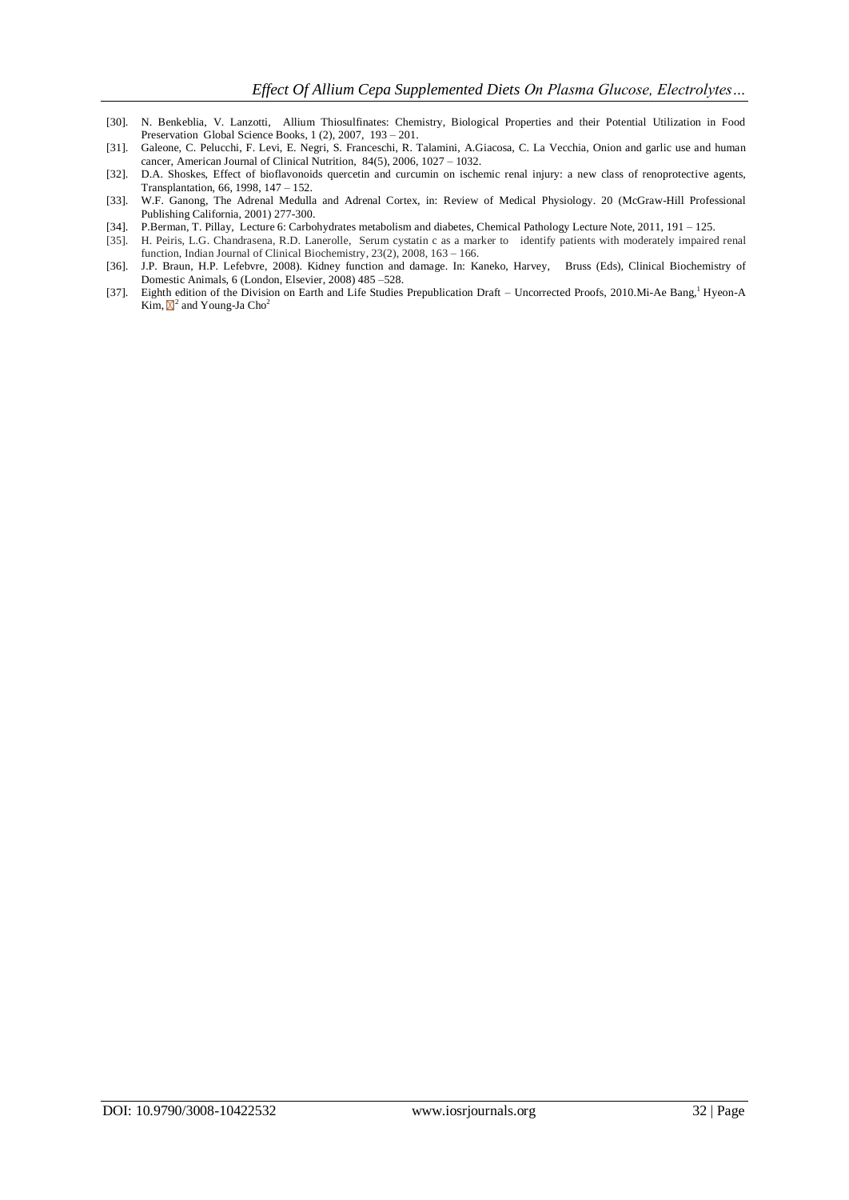[30]. N. Benkeblia, V. Lanzotti, Allium Thiosulfinates: Chemistry, Biological Properties and their Potential Utilization in Food Preservation Global Science Books, 1 (2), 2007, 193 – 201.

[31]. Galeone, C. Pelucchi, F. Levi, E. Negri, S. Franceschi, R. Talamini, A.Giacosa, C. La Vecchia, Onion and garlic use and human cancer, American Journal of Clinical Nutrition, 84(5), 2006, 1027 – 1032.

[32]. D.A. Shoskes, Effect of bioflavonoids quercetin and curcumin on ischemic renal injury: a new class of renoprotective agents, Transplantation, 66, 1998, 147 – 152.

[33]. W.F. Ganong, The Adrenal Medulla and Adrenal Cortex, in: Review of Medical Physiology. 20 (McGraw-Hill Professional Publishing California, 2001) 277-300.

[34]. P.Berman, T. Pillay, Lecture 6: Carbohydrates metabolism and diabetes, Chemical Pathology Lecture Note, 2011, 191 – 125.

[35]. H. Peiris, L.G. Chandrasena, R.D. Lanerolle, Serum cystatin c as a marker to identify patients with moderately impaired renal function, Indian Journal of Clinical Biochemistry, 23(2), 2008, 163 – 166.

[36]. J.P. Braun, H.P. Lefebvre, 2008). Kidney function and damage. In: Kaneko, Harvey, Bruss (Eds), Clinical Biochemistry of Domestic Animals, 6 (London, Elsevier, 2008) 485 –528.

[37]. Eighth edition of the Division on Earth and Life Studies Prepublication Draft – Uncorrected Proofs, 2010.Mi-Ae Bang,[1] Hyeon-A Kim, [2] and Young-Ja Cho[2]